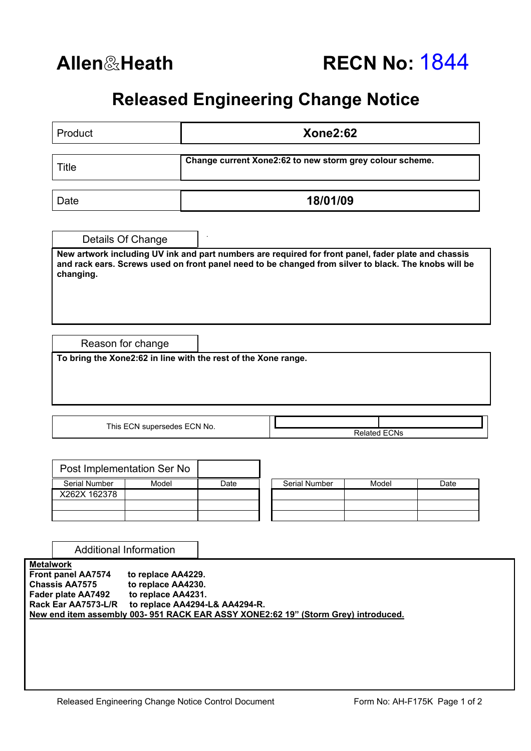**Allen&Heath**

# RECN No: 1844

## Released Engineering Change Notice

| | |
|---|---|
| Product | **Xone2:62** |
| Title | **Change current Xone2:62 to new storm grey colour scheme.** |
| Date | **18/01/09** |

### Details Of Change

**New artwork including UV ink and part numbers are required for front panel, fader plate and chassis and rack ears. Screws used on front panel need to be changed from silver to black. The knobs will be changing.**

### Reason for change

**To bring the Xone2:62 in line with the rest of the Xone range.**

| This ECN supersedes ECN No. | | Related ECNs |
|---|---|---|
| | | |

### Post Implementation Ser No

| Serial Number | Model | Date |
|---|---|---|
| X262X 162378 | | |
| | | |
| | | |

| Serial Number | Model | Date |
|---|---|---|
| | | |
| | | |
| | | |

### Additional Information

**Metalwork**
**Front panel AA7574 to replace AA4229.**
**Chassis AA7575 to replace AA4230.**
**Fader plate AA7492 to replace AA4231.**
**Rack Ear AA7573-L/R to replace AA4294-L& AA4294-R.**
**New end item assembly 003- 951 RACK EAR ASSY XONE2:62 19" (Storm Grey) introduced.**

Released Engineering Change Notice Control Document — Form No: AH-F175K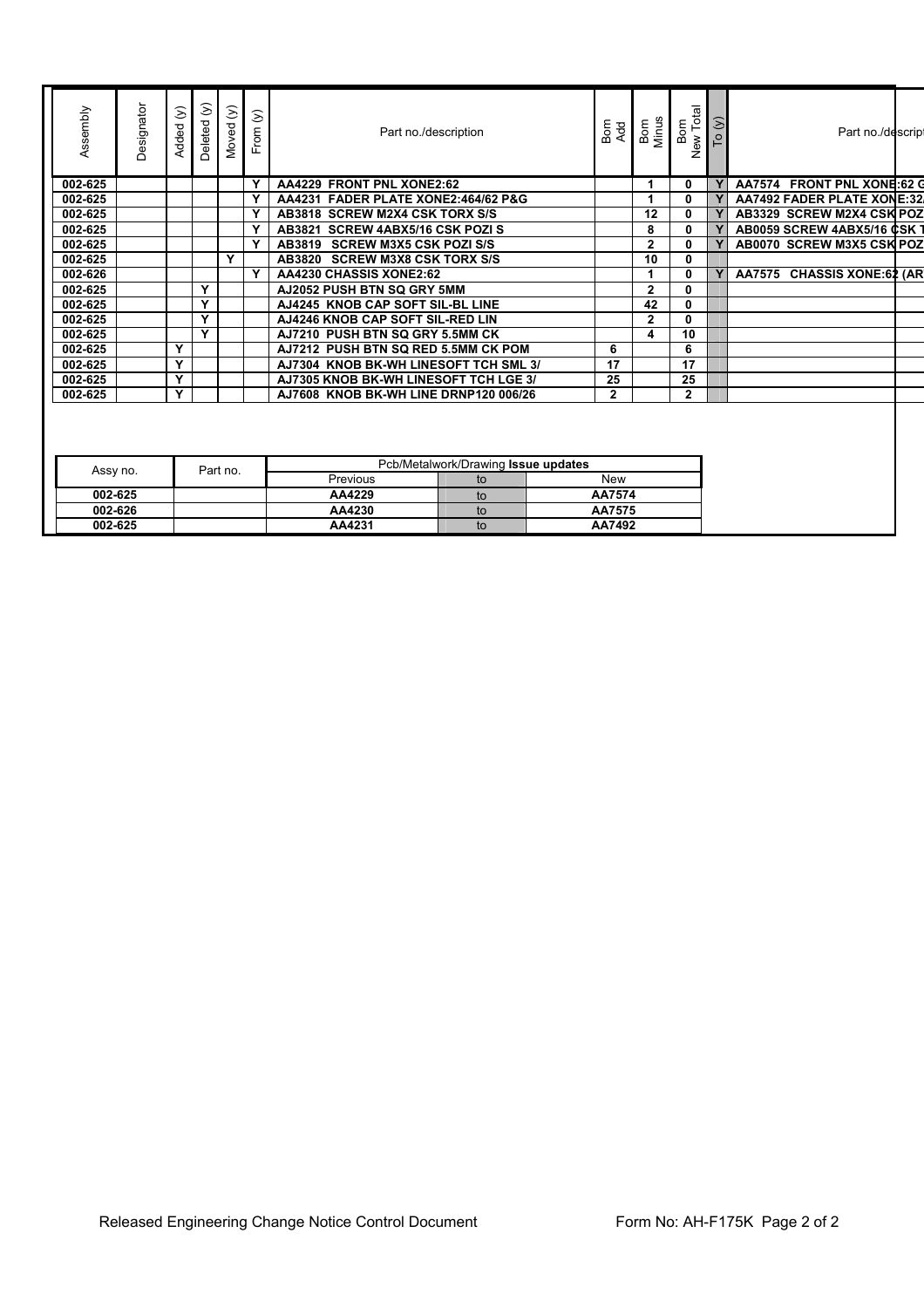| Assembly | Designator | Added (y) | Deleted (y) | Moved (y) | From (y) | Part no./description | Bom Add | Bom Minus | Bom New Total | To (y) | Part no./descript |
|---|---|---|---|---|---|---|---|---|---|---|---|
| 002-625 | | | | | Y | AA4229 FRONT PNL XONE2:62 | | 1 | 0 | Y | AA7574 FRONT PNL XONE:62 G |
| 002-625 | | | | | Y | AA4231 FADER PLATE XONE2:464/62 P&G | | 1 | 0 | Y | AA7492 FADER PLATE XONE:32/ |
| 002-625 | | | | | Y | AB3818 SCREW M2X4 CSK TORX S/S | | 12 | 0 | Y | AB3329 SCREW M2X4 CSK POZ |
| 002-625 | | | | | Y | AB3821 SCREW 4ABX5/16 CSK POZI S | | 8 | 0 | Y | AB0059 SCREW 4ABX5/16 CSK T |
| 002-625 | | | | | Y | AB3819 SCREW M3X5 CSK POZI S/S | | 2 | 0 | Y | AB0070 SCREW M3X5 CSK POZ |
| 002-625 | | | | Y | | AB3820 SCREW M3X8 CSK TORX S/S | | 10 | 0 | | |
| 002-626 | | | | | Y | AA4230 CHASSIS XONE2:62 | | 1 | 0 | Y | AA7575 CHASSIS XONE:62 (AR |
| 002-625 | | | Y | | | AJ2052 PUSH BTN SQ GRY 5MM | | 2 | 0 | | |
| 002-625 | | | Y | | | AJ4245 KNOB CAP SOFT SIL-BL LINE | | 42 | 0 | | |
| 002-625 | | | Y | | | AJ4246 KNOB CAP SOFT SIL-RED LIN | | 2 | 0 | | |
| 002-625 | | | Y | | | AJ7210 PUSH BTN SQ GRY 5.5MM CK | | 4 | 10 | | |
| 002-625 | | Y | | | | AJ7212 PUSH BTN SQ RED 5.5MM CK POM | 6 | | 6 | | |
| 002-625 | | Y | | | | AJ7304 KNOB BK-WH LINESOFT TCH SML 3/ | 17 | | 17 | | |
| 002-625 | | Y | | | | AJ7305 KNOB BK-WH LINESOFT TCH LGE 3/ | 25 | | 25 | | |
| 002-625 | | Y | | | | AJ7608 KNOB BK-WH LINE DRNP120 006/26 | 2 | | 2 | | |

| Assy no. | Part no. | Pcb/Metalwork/Drawing **Issue updates** | | |
|---|---|---|---|---|
| | | Previous | to | New |
| 002-625 | | AA4229 | to | AA7574 |
| 002-626 | | AA4230 | to | AA7575 |
| 002-625 | | AA4231 | to | AA7492 |

Released Engineering Change Notice Control Document Form No: AH-F175K